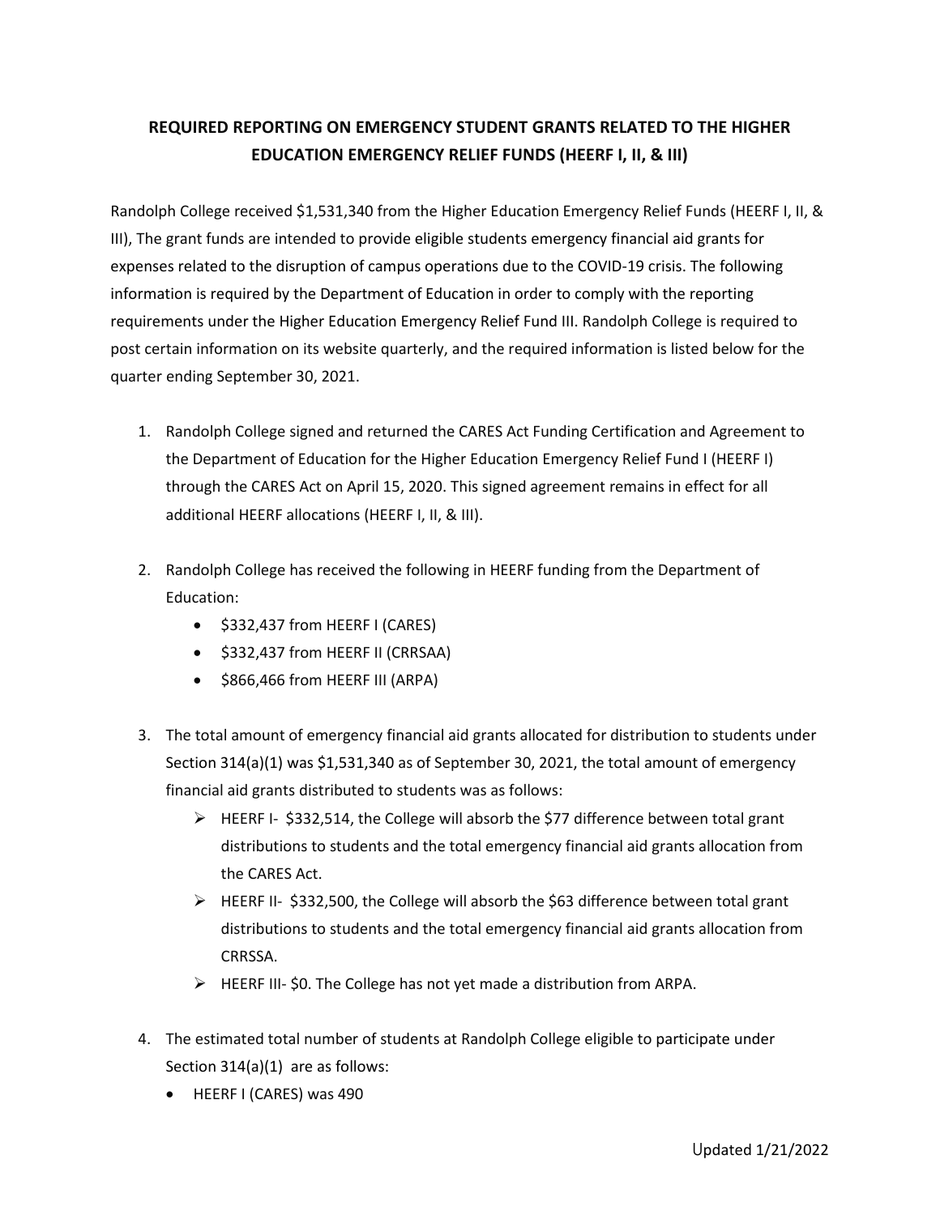# REQUIRED REPORTING ON EMERGENCY STUDENT GRANTS RELATED TO THE HIGHER EDUCATION EMERGENCY RELIEF FUNDS (HEERF I, II, & III)

Randolph College received $1,531,340 from the Higher Education Emergency Relief Funds (HEERF I, II, & III), The grant funds are intended to provide eligible students emergency financial aid grants for expenses related to the disruption of campus operations due to the COVID-19 crisis. The following information is required by the Department of Education in order to comply with the reporting requirements under the Higher Education Emergency Relief Fund III. Randolph College is required to post certain information on its website quarterly, and the required information is listed below for the quarter ending September 30, 2021.

1. Randolph College signed and returned the CARES Act Funding Certification and Agreement to the Department of Education for the Higher Education Emergency Relief Fund I (HEERF I) through the CARES Act on April 15, 2020. This signed agreement remains in effect for all additional HEERF allocations (HEERF I, II, & III).

2. Randolph College has received the following in HEERF funding from the Department of Education:
   - $332,437 from HEERF I (CARES)
   - $332,437 from HEERF II (CRRSAA)
   - $866,466 from HEERF III (ARPA)

3. The total amount of emergency financial aid grants allocated for distribution to students under Section 314(a)(1) was $1,531,340 as of September 30, 2021, the total amount of emergency financial aid grants distributed to students was as follows:
   - HEERF I- $332,514, the College will absorb the $77 difference between total grant distributions to students and the total emergency financial aid grants allocation from the CARES Act.
   - HEERF II- $332,500, the College will absorb the $63 difference between total grant distributions to students and the total emergency financial aid grants allocation from CRRSSA.
   - HEERF III- $0. The College has not yet made a distribution from ARPA.

4. The estimated total number of students at Randolph College eligible to participate under Section 314(a)(1) are as follows:
   - HEERF I (CARES) was 490

Updated 1/21/2022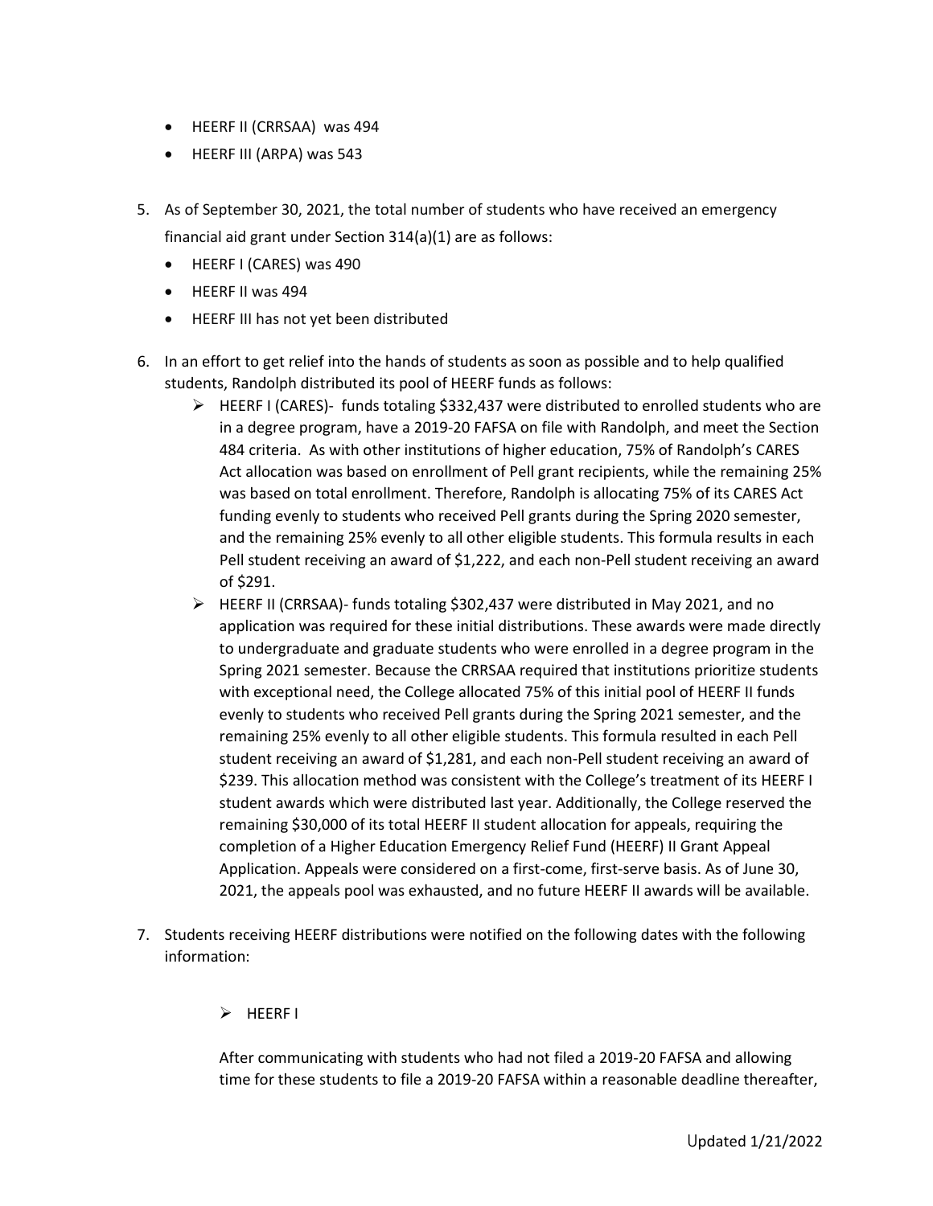- HEERF II (CRRSAA)  was 494
- HEERF III (ARPA) was 543

5. As of September 30, 2021, the total number of students who have received an emergency financial aid grant under Section 314(a)(1) are as follows:
   - HEERF I (CARES) was 490
   - HEERF II was 494
   - HEERF III has not yet been distributed

6. In an effort to get relief into the hands of students as soon as possible and to help qualified students, Randolph distributed its pool of HEERF funds as follows:
   - HEERF I (CARES)- funds totaling $332,437 were distributed to enrolled students who are in a degree program, have a 2019-20 FAFSA on file with Randolph, and meet the Section 484 criteria. As with other institutions of higher education, 75% of Randolph's CARES Act allocation was based on enrollment of Pell grant recipients, while the remaining 25% was based on total enrollment. Therefore, Randolph is allocating 75% of its CARES Act funding evenly to students who received Pell grants during the Spring 2020 semester, and the remaining 25% evenly to all other eligible students. This formula results in each Pell student receiving an award of $1,222, and each non-Pell student receiving an award of $291.
   - HEERF II (CRRSAA)- funds totaling $302,437 were distributed in May 2021, and no application was required for these initial distributions. These awards were made directly to undergraduate and graduate students who were enrolled in a degree program in the Spring 2021 semester. Because the CRRSAA required that institutions prioritize students with exceptional need, the College allocated 75% of this initial pool of HEERF II funds evenly to students who received Pell grants during the Spring 2021 semester, and the remaining 25% evenly to all other eligible students. This formula resulted in each Pell student receiving an award of $1,281, and each non-Pell student receiving an award of $239. This allocation method was consistent with the College's treatment of its HEERF I student awards which were distributed last year. Additionally, the College reserved the remaining $30,000 of its total HEERF II student allocation for appeals, requiring the completion of a Higher Education Emergency Relief Fund (HEERF) II Grant Appeal Application. Appeals were considered on a first-come, first-serve basis. As of June 30, 2021, the appeals pool was exhausted, and no future HEERF II awards will be available.

7. Students receiving HEERF distributions were notified on the following dates with the following information:

   - HEERF I

   After communicating with students who had not filed a 2019-20 FAFSA and allowing time for these students to file a 2019-20 FAFSA within a reasonable deadline thereafter,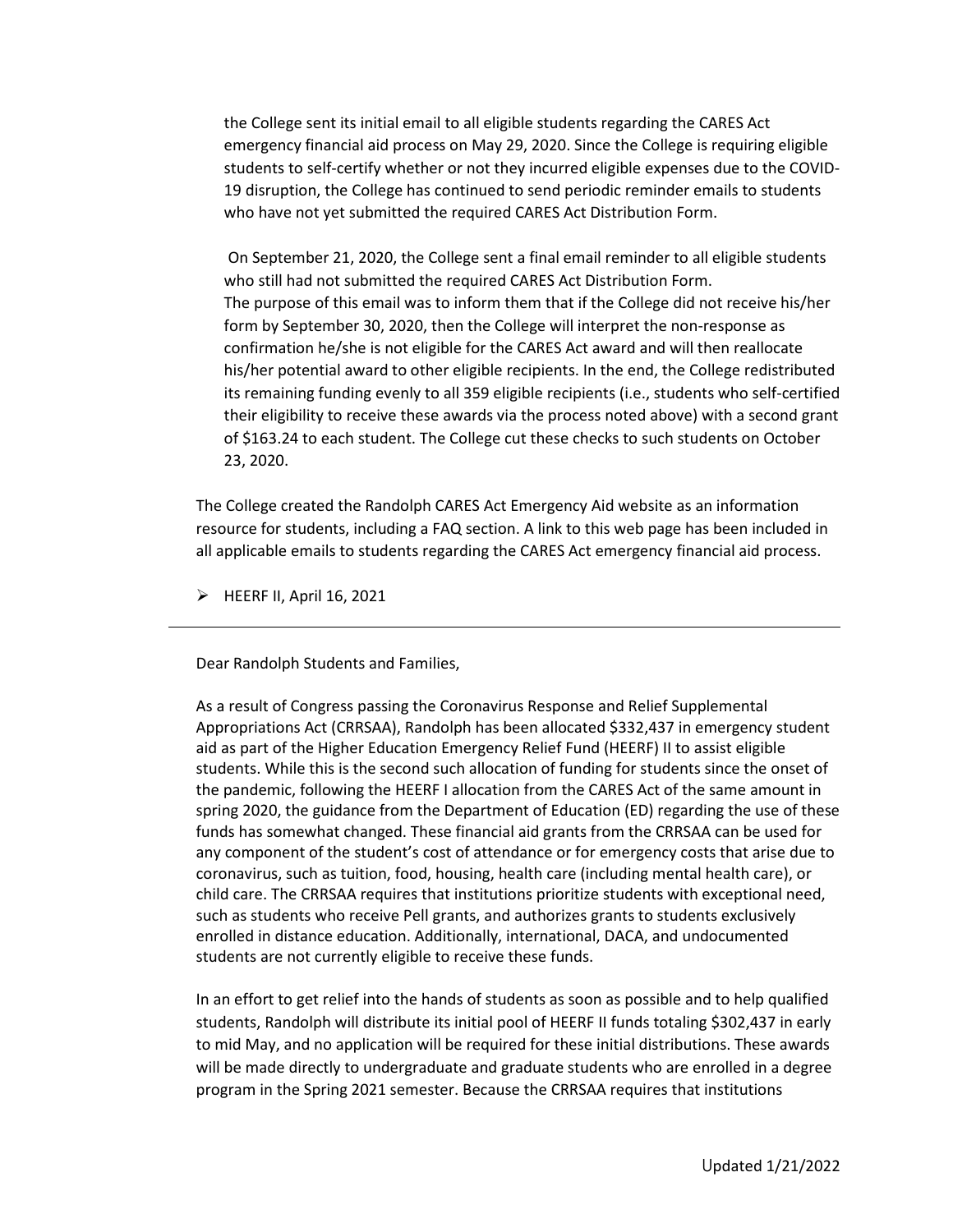the College sent its initial email to all eligible students regarding the CARES Act emergency financial aid process on May 29, 2020. Since the College is requiring eligible students to self-certify whether or not they incurred eligible expenses due to the COVID-19 disruption, the College has continued to send periodic reminder emails to students who have not yet submitted the required CARES Act Distribution Form.

On September 21, 2020, the College sent a final email reminder to all eligible students who still had not submitted the required CARES Act Distribution Form. The purpose of this email was to inform them that if the College did not receive his/her form by September 30, 2020, then the College will interpret the non-response as confirmation he/she is not eligible for the CARES Act award and will then reallocate his/her potential award to other eligible recipients. In the end, the College redistributed its remaining funding evenly to all 359 eligible recipients (i.e., students who self-certified their eligibility to receive these awards via the process noted above) with a second grant of $163.24 to each student. The College cut these checks to such students on October 23, 2020.

The College created the Randolph CARES Act Emergency Aid website as an information resource for students, including a FAQ section. A link to this web page has been included in all applicable emails to students regarding the CARES Act emergency financial aid process.

- HEERF II, April 16, 2021

---

Dear Randolph Students and Families,

As a result of Congress passing the Coronavirus Response and Relief Supplemental Appropriations Act (CRRSAA), Randolph has been allocated $332,437 in emergency student aid as part of the Higher Education Emergency Relief Fund (HEERF) II to assist eligible students. While this is the second such allocation of funding for students since the onset of the pandemic, following the HEERF I allocation from the CARES Act of the same amount in spring 2020, the guidance from the Department of Education (ED) regarding the use of these funds has somewhat changed. These financial aid grants from the CRRSAA can be used for any component of the student's cost of attendance or for emergency costs that arise due to coronavirus, such as tuition, food, housing, health care (including mental health care), or child care. The CRRSAA requires that institutions prioritize students with exceptional need, such as students who receive Pell grants, and authorizes grants to students exclusively enrolled in distance education. Additionally, international, DACA, and undocumented students are not currently eligible to receive these funds.

In an effort to get relief into the hands of students as soon as possible and to help qualified students, Randolph will distribute its initial pool of HEERF II funds totaling $302,437 in early to mid May, and no application will be required for these initial distributions. These awards will be made directly to undergraduate and graduate students who are enrolled in a degree program in the Spring 2021 semester. Because the CRRSAA requires that institutions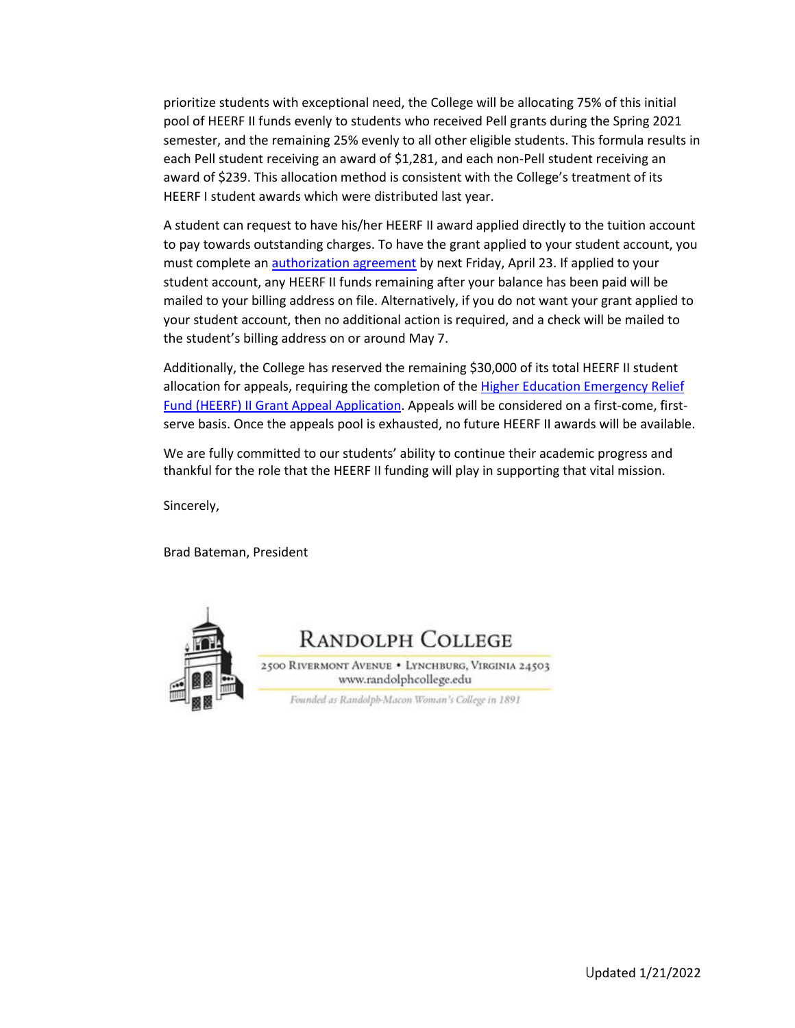prioritize students with exceptional need, the College will be allocating 75% of this initial pool of HEERF II funds evenly to students who received Pell grants during the Spring 2021 semester, and the remaining 25% evenly to all other eligible students. This formula results in each Pell student receiving an award of $1,281, and each non-Pell student receiving an award of $239. This allocation method is consistent with the College's treatment of its HEERF I student awards which were distributed last year.

A student can request to have his/her HEERF II award applied directly to the tuition account to pay towards outstanding charges. To have the grant applied to your student account, you must complete an authorization agreement by next Friday, April 23. If applied to your student account, any HEERF II funds remaining after your balance has been paid will be mailed to your billing address on file. Alternatively, if you do not want your grant applied to your student account, then no additional action is required, and a check will be mailed to the student's billing address on or around May 7.

Additionally, the College has reserved the remaining $30,000 of its total HEERF II student allocation for appeals, requiring the completion of the Higher Education Emergency Relief Fund (HEERF) II Grant Appeal Application. Appeals will be considered on a first-come, first-serve basis. Once the appeals pool is exhausted, no future HEERF II awards will be available.

We are fully committed to our students' ability to continue their academic progress and thankful for the role that the HEERF II funding will play in supporting that vital mission.

Sincerely,

Brad Bateman, President

RANDOLPH COLLEGE

2500 Rivermont Avenue • Lynchburg, Virginia 24503
www.randolphcollege.edu

*Founded as Randolph-Macon Woman's College in 1891*

Updated 1/21/2022